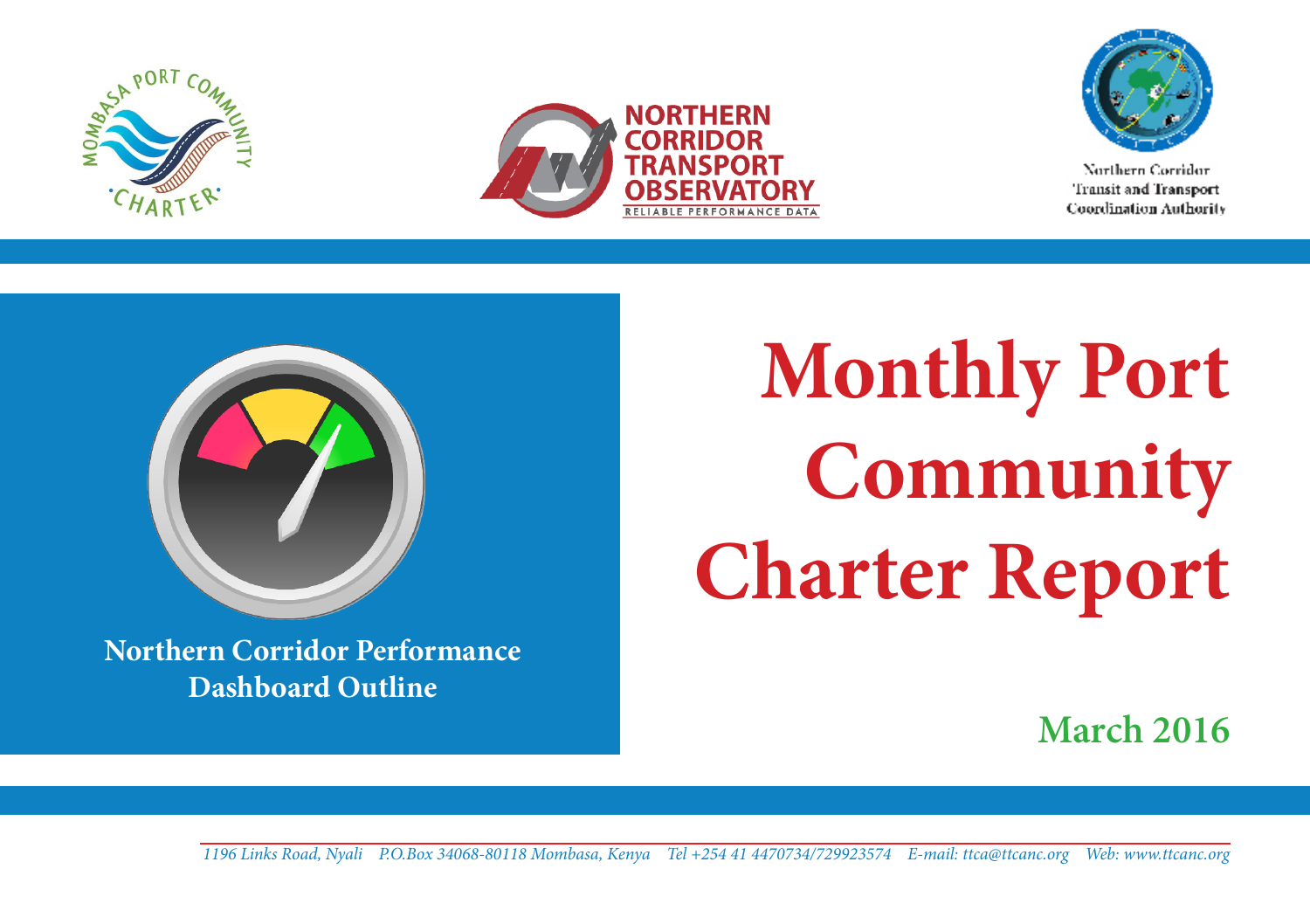# Monthly Port Community Charter Report

**Northern Corridor Performance Dashboard Outline**

**March 2016**

*1196 Links Road, Nyali P.O.Box 34068-80118 Mombasa, Kenya Tel +254 41 4470734/729923574 E-mail: ttca@ttcanc.org Web: www.ttcanc.org*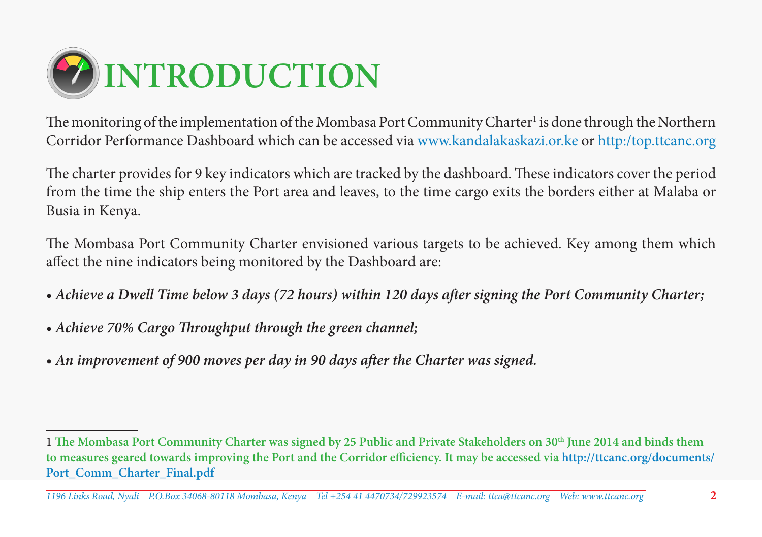# INTRODUCTION

The monitoring of the implementation of the Mombasa Port Community Charter[1] is done through the Northern Corridor Performance Dashboard which can be accessed via www.kandalakaskazi.or.ke or http:/top.ttcanc.org

The charter provides for 9 key indicators which are tracked by the dashboard. These indicators cover the period from the time the ship enters the Port area and leaves, to the time cargo exits the borders either at Malaba or Busia in Kenya.

The Mombasa Port Community Charter envisioned various targets to be achieved. Key among them which affect the nine indicators being monitored by the Dashboard are:

- ***Achieve a Dwell Time below 3 days (72 hours) within 120 days after signing the Port Community Charter;***
- ***Achieve 70% Cargo Throughput through the green channel;***
- ***An improvement of 900 moves per day in 90 days after the Charter was signed.***

---

1 **The Mombasa Port Community Charter was signed by 25 Public and Private Stakeholders on 30th June 2014 and binds them to measures geared towards improving the Port and the Corridor efficiency. It may be accessed via http://ttcanc.org/documents/Port_Comm_Charter_Final.pdf**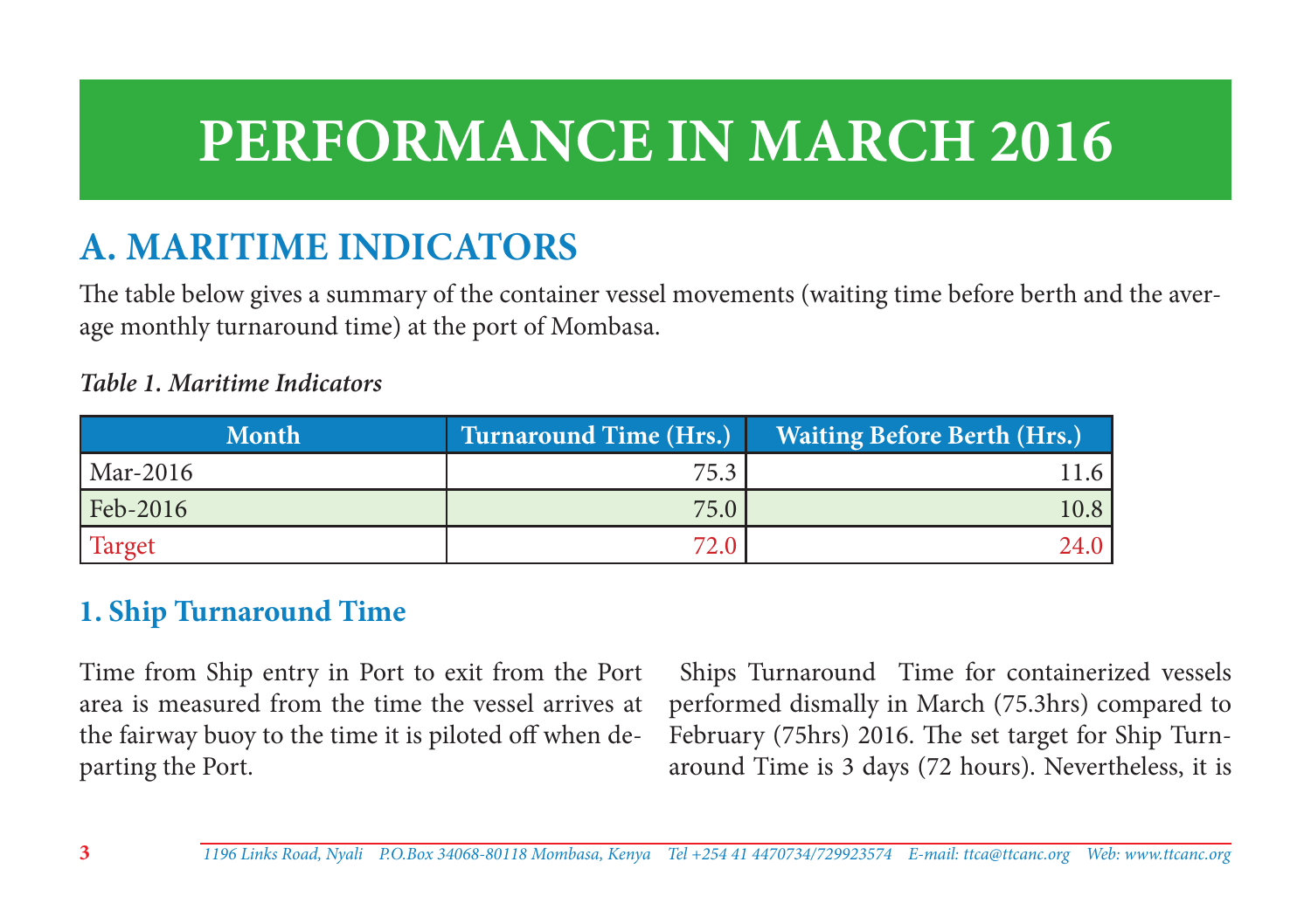# PERFORMANCE IN MARCH 2016

## A. MARITIME INDICATORS

The table below gives a summary of the container vessel movements (waiting time before berth and the average monthly turnaround time) at the port of Mombasa.

***Table 1. Maritime Indicators***

| Month | Turnaround Time (Hrs.) | Waiting Before Berth (Hrs.) |
|---|---|---|
| Mar-2016 | 75.3 | 11.6 |
| Feb-2016 | 75.0 | 10.8 |
| Target | 72.0 | 24.0 |

### 1. Ship Turnaround Time

Time from Ship entry in Port to exit from the Port area is measured from the time the vessel arrives at the fairway buoy to the time it is piloted off when departing the Port.

Ships Turnaround Time for containerized vessels performed dismally in March (75.3hrs) compared to February (75hrs) 2016. The set target for Ship Turnaround Time is 3 days (72 hours). Nevertheless, it is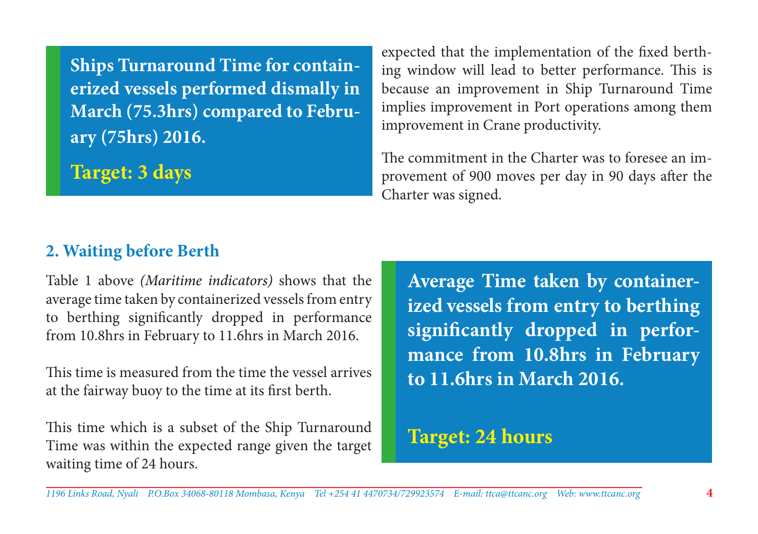**Ships Turnaround Time for containerized vessels performed dismally in March (75.3hrs) compared to February (75hrs) 2016.**

**Target: 3 days**

expected that the implementation of the fixed berthing window will lead to better performance. This is because an improvement in Ship Turnaround Time implies improvement in Port operations among them improvement in Crane productivity.

The commitment in the Charter was to foresee an improvement of 900 moves per day in 90 days after the Charter was signed.

## 2. Waiting before Berth

Table 1 above *(Maritime indicators)* shows that the average time taken by containerized vessels from entry to berthing significantly dropped in performance from 10.8hrs in February to 11.6hrs in March 2016.

This time is measured from the time the vessel arrives at the fairway buoy to the time at its first berth.

This time which is a subset of the Ship Turnaround Time was within the expected range given the target waiting time of 24 hours.

**Average Time taken by containerized vessels from entry to berthing significantly dropped in performance from 10.8hrs in February to 11.6hrs in March 2016.**

**Target: 24 hours**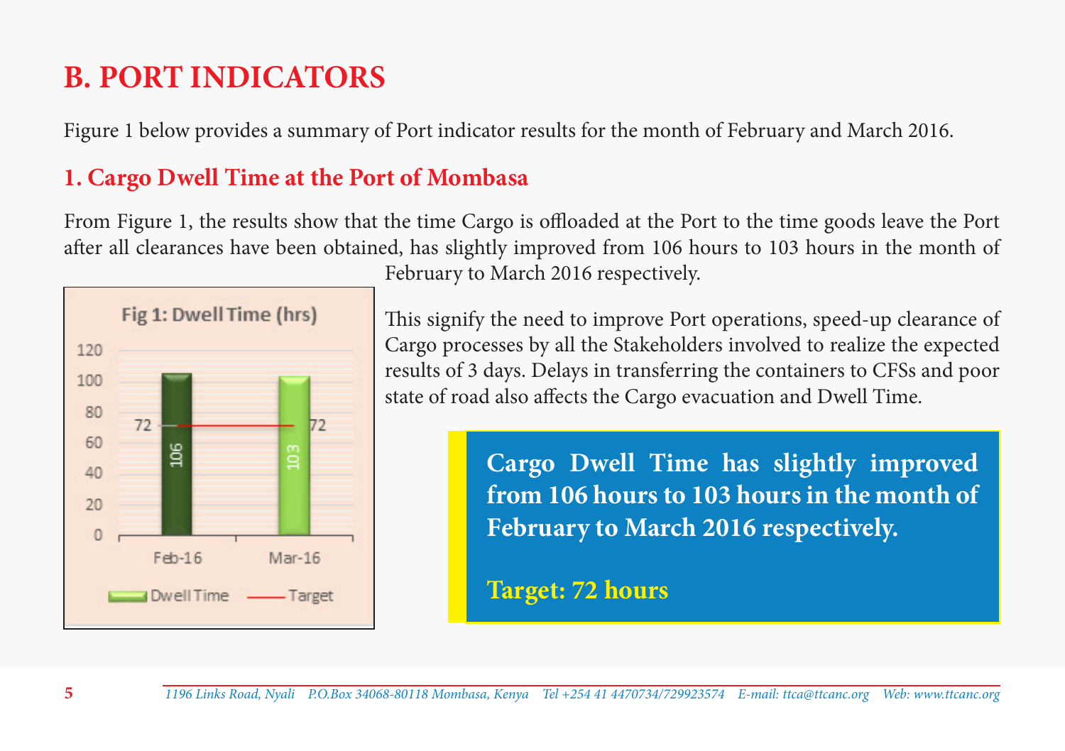# B. PORT INDICATORS

Figure 1 below provides a summary of Port indicator results for the month of February and March 2016.

## 1. Cargo Dwell Time at the Port of Mombasa

From Figure 1, the results show that the time Cargo is offloaded at the Port to the time goods leave the Port after all clearances have been obtained, has slightly improved from 106 hours to 103 hours in the month of February to March 2016 respectively.

Fig 1: Dwell Time (hrs)

| | Feb-16 | Mar-16 |
|---|---|---|
| Dwell Time | 106 | 103 |
| Target | 72 | 72 |

This signify the need to improve Port operations, speed-up clearance of Cargo processes by all the Stakeholders involved to realize the expected results of 3 days. Delays in transferring the containers to CFSs and poor state of road also affects the Cargo evacuation and Dwell Time.

**Cargo Dwell Time has slightly improved from 106 hours to 103 hours in the month of February to March 2016 respectively.**

**Target: 72 hours**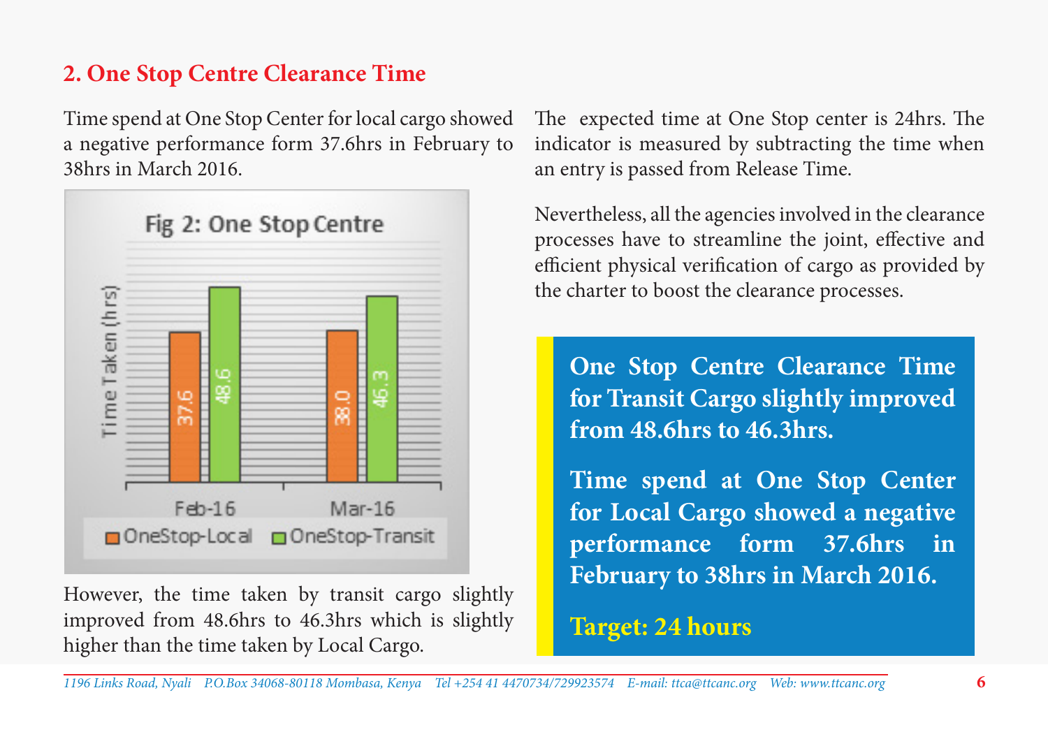## 2. One Stop Centre Clearance Time

Time spend at One Stop Center for local cargo showed a negative performance form 37.6hrs in February to 38hrs in March 2016.

Fig 2: One Stop Centre

| | OneStop-Local | OneStop-Transit |
|---|---|---|
| Feb-16 | 37.6 | 48.6 |
| Mar-16 | 38.0 | 46.3 |

However, the time taken by transit cargo slightly improved from 48.6hrs to 46.3hrs which is slightly higher than the time taken by Local Cargo.

The expected time at One Stop center is 24hrs. The indicator is measured by subtracting the time when an entry is passed from Release Time.

Nevertheless, all the agencies involved in the clearance processes have to streamline the joint, effective and efficient physical verification of cargo as provided by the charter to boost the clearance processes.

**One Stop Centre Clearance Time for Transit Cargo slightly improved from 48.6hrs to 46.3hrs.**

**Time spend at One Stop Center for Local Cargo showed a negative performance form 37.6hrs in February to 38hrs in March 2016.**

**Target: 24 hours**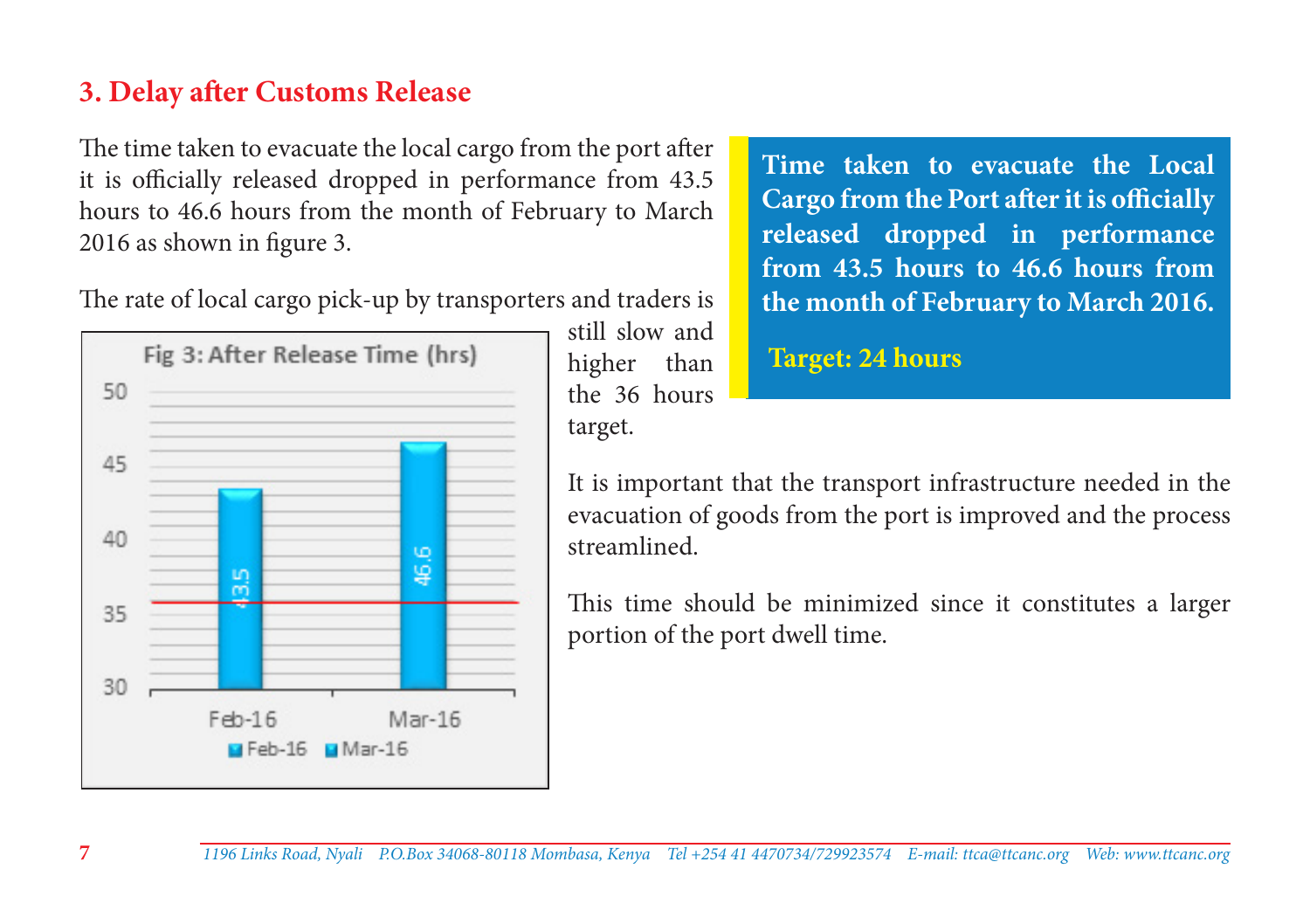## 3. Delay after Customs Release

The time taken to evacuate the local cargo from the port after it is officially released dropped in performance from 43.5 hours to 46.6 hours from the month of February to March 2016 as shown in figure 3.

The rate of local cargo pick-up by transporters and traders is still slow and higher than the 36 hours target.

Fig 3: After Release Time (hrs)

| Month | Hours |
|---|---|
| Feb-16 | 43.5 |
| Mar-16 | 46.6 |

**Time taken to evacuate the Local Cargo from the Port after it is officially released dropped in performance from 43.5 hours to 46.6 hours from the month of February to March 2016.**

**Target: 24 hours**

It is important that the transport infrastructure needed in the evacuation of goods from the port is improved and the process streamlined.

This time should be minimized since it constitutes a larger portion of the port dwell time.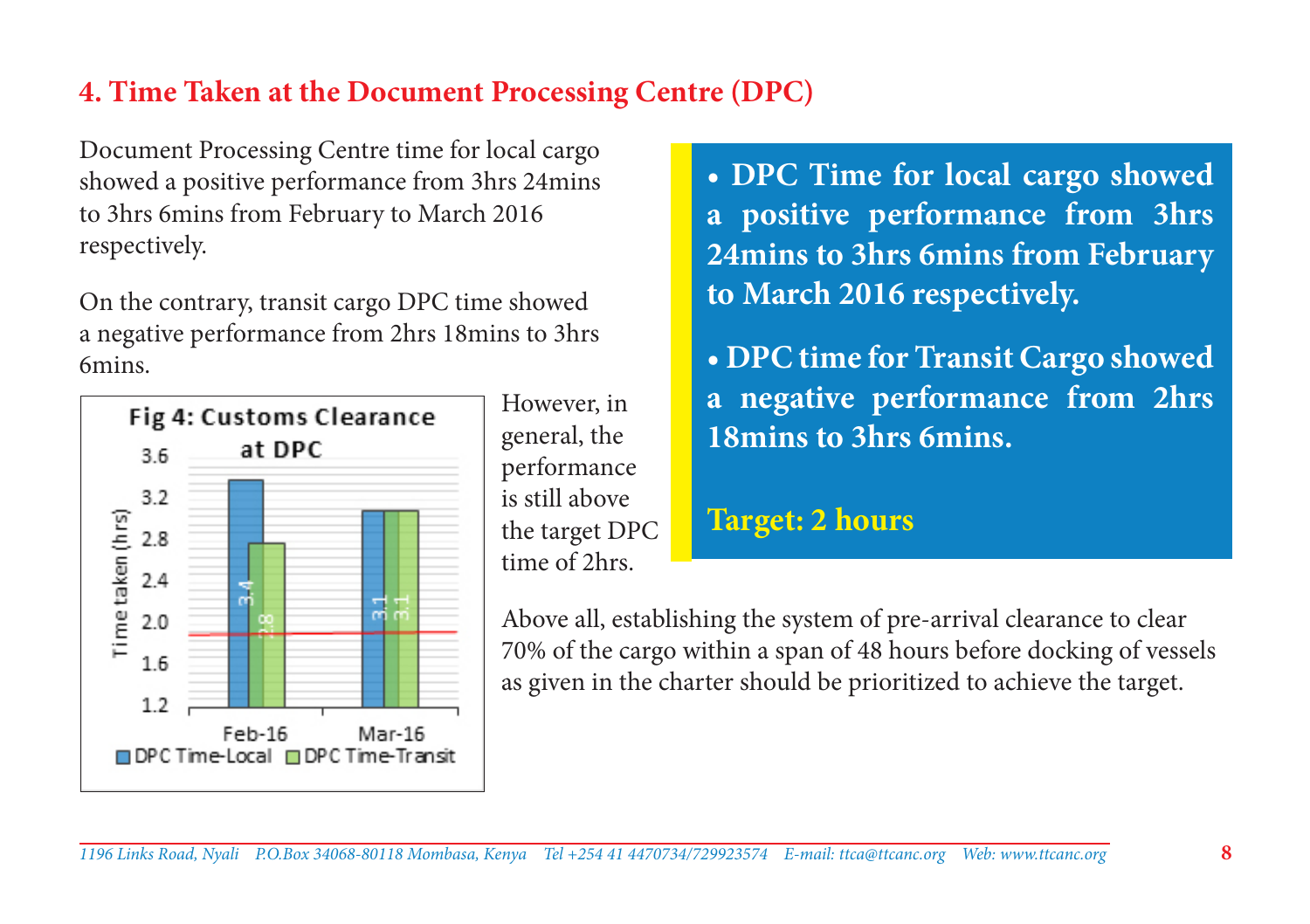## 4. Time Taken at the Document Processing Centre (DPC)

Document Processing Centre time for local cargo showed a positive performance from 3hrs 24mins to 3hrs 6mins from February to March 2016 respectively.

On the contrary, transit cargo DPC time showed a negative performance from 2hrs 18mins to 3hrs 6mins.

Fig 4: Customs Clearance at DPC

| | DPC Time-Local | DPC Time-Transit |
|---|---|---|
| Feb-16 | 3.4 | 2.8 |
| Mar-16 | 3.1 | 3.1 |

However, in general, the performance is still above the target DPC time of 2hrs.

- **DPC Time for local cargo showed a positive performance from 3hrs 24mins to 3hrs 6mins from February to March 2016 respectively.**
- **DPC time for Transit Cargo showed a negative performance from 2hrs 18mins to 3hrs 6mins.**

**Target: 2 hours**

Above all, establishing the system of pre-arrival clearance to clear 70% of the cargo within a span of 48 hours before docking of vessels as given in the charter should be prioritized to achieve the target.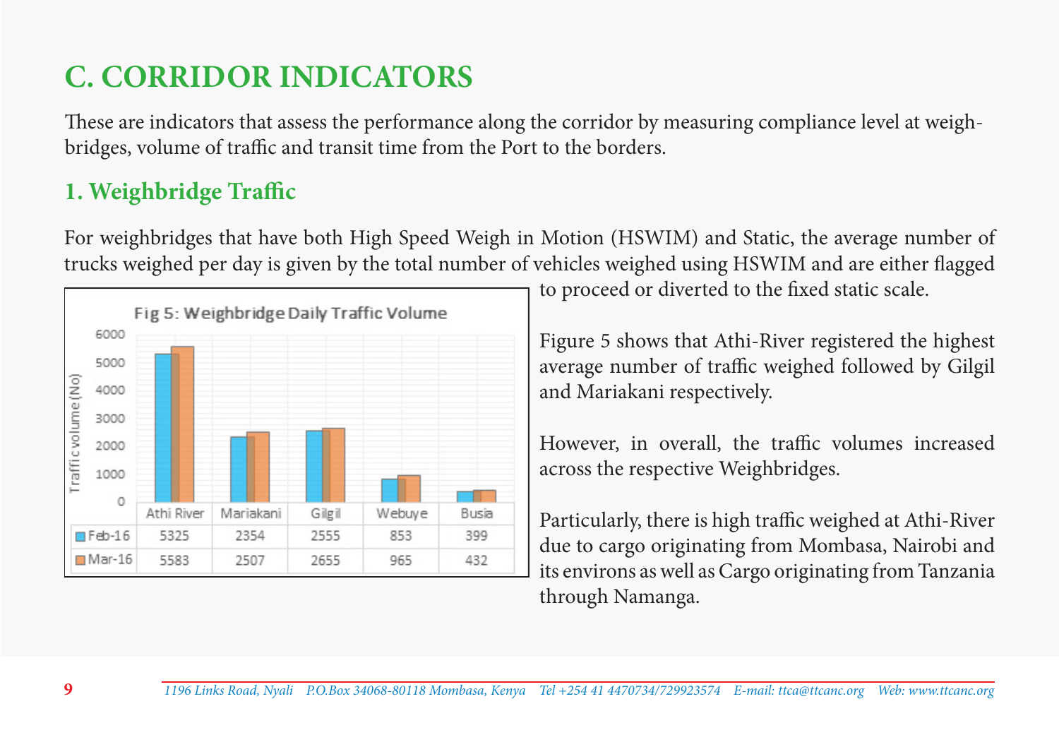# C. CORRIDOR INDICATORS

These are indicators that assess the performance along the corridor by measuring compliance level at weigh-bridges, volume of traffic and transit time from the Port to the borders.

## 1. Weighbridge Traffic

For weighbridges that have both High Speed Weigh in Motion (HSWIM) and Static, the average number of trucks weighed per day is given by the total number of vehicles weighed using HSWIM and are either flagged to proceed or diverted to the fixed static scale.

Fig 5: Weighbridge Daily Traffic Volume

| | Athi River | Mariakani | Gilgil | Webuye | Busia |
|---|---|---|---|---|---|
| Feb-16 | 5325 | 2354 | 2555 | 853 | 399 |
| Mar-16 | 5583 | 2507 | 2655 | 965 | 432 |

Figure 5 shows that Athi-River registered the highest average number of traffic weighed followed by Gilgil and Mariakani respectively.

However, in overall, the traffic volumes increased across the respective Weighbridges.

Particularly, there is high traffic weighed at Athi-River due to cargo originating from Mombasa, Nairobi and its environs as well as Cargo originating from Tanzania through Namanga.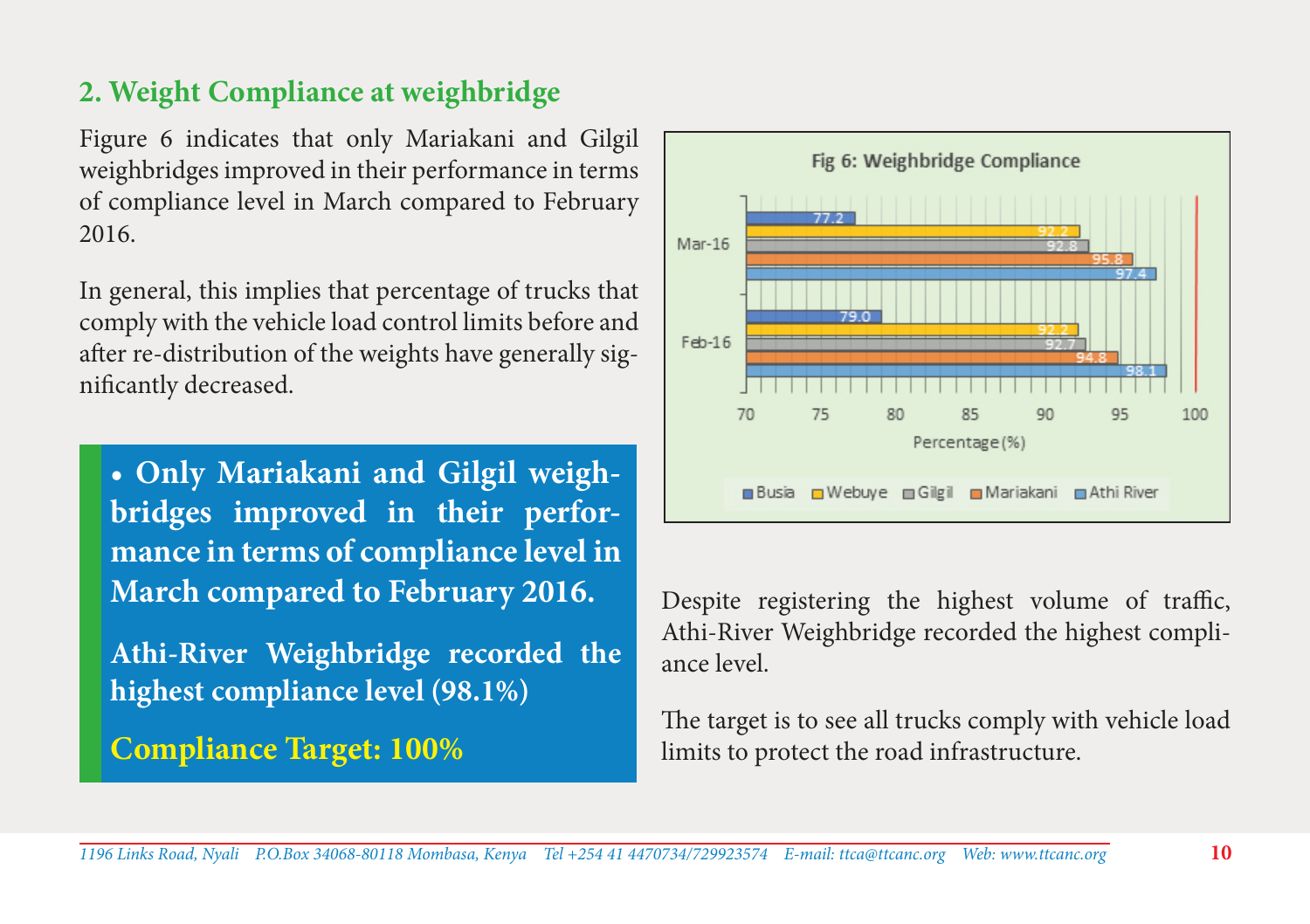## 2. Weight Compliance at weighbridge

Figure 6 indicates that only Mariakani and Gilgil weighbridges improved in their performance in terms of compliance level in March compared to February 2016.

In general, this implies that percentage of trucks that comply with the vehicle load control limits before and after re-distribution of the weights have generally significantly decreased.

> • **Only Mariakani and Gilgil weighbridges improved in their performance in terms of compliance level in March compared to February 2016.**
>
> **Athi-River Weighbridge recorded the highest compliance level (98.1%)**
>
> **Compliance Target: 100%**

**Fig 6: Weighbridge Compliance**

| Weighbridge | Feb-16 (%) | Mar-16 (%) |
|---|---|---|
| Busia | 79.0 | 77.2 |
| Webuye | 92.2 | 92.2 |
| Gilgil | 92.7 | 92.8 |
| Mariakani | 94.8 | 95.8 |
| Athi River | 98.1 | 97.4 |

Despite registering the highest volume of traffic, Athi-River Weighbridge recorded the highest compliance level.

The target is to see all trucks comply with vehicle load limits to protect the road infrastructure.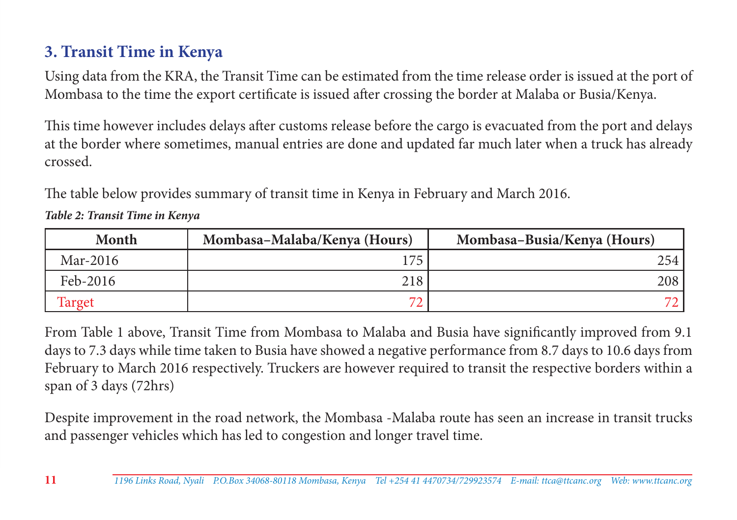## 3. Transit Time in Kenya

Using data from the KRA, the Transit Time can be estimated from the time release order is issued at the port of Mombasa to the time the export certificate is issued after crossing the border at Malaba or Busia/Kenya.

This time however includes delays after customs release before the cargo is evacuated from the port and delays at the border where sometimes, manual entries are done and updated far much later when a truck has already crossed.

The table below provides summary of transit time in Kenya in February and March 2016.

***Table 2: Transit Time in Kenya***

| Month | Mombasa–Malaba/Kenya (Hours) | Mombasa–Busia/Kenya (Hours) |
|---|---|---|
| Mar-2016 | 175 | 254 |
| Feb-2016 | 218 | 208 |
| Target | 72 | 72 |

From Table 1 above, Transit Time from Mombasa to Malaba and Busia have significantly improved from 9.1 days to 7.3 days while time taken to Busia have showed a negative performance from 8.7 days to 10.6 days from February to March 2016 respectively. Truckers are however required to transit the respective borders within a span of 3 days (72hrs)

Despite improvement in the road network, the Mombasa -Malaba route has seen an increase in transit trucks and passenger vehicles which has led to congestion and longer travel time.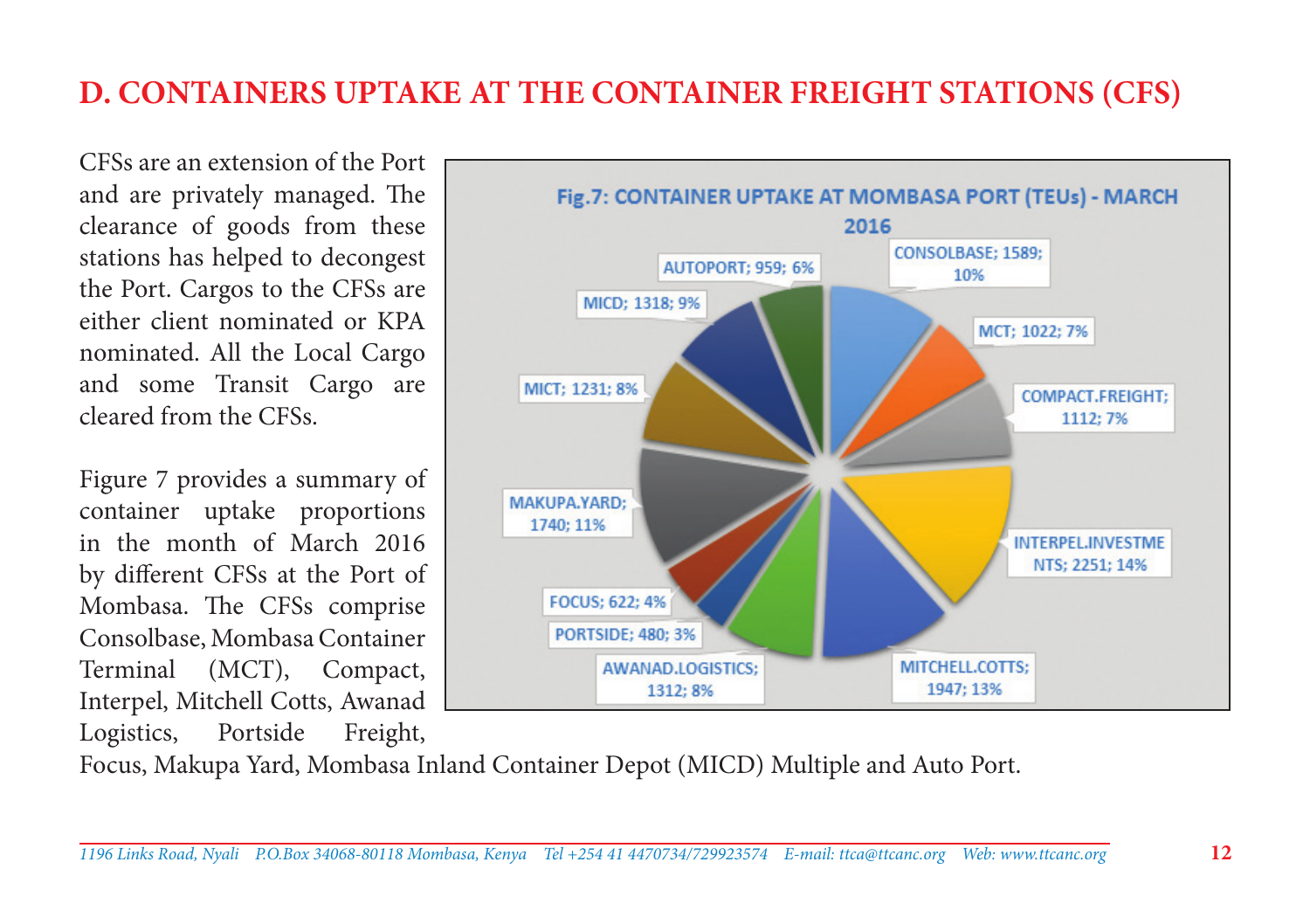## D. CONTAINERS UPTAKE AT THE CONTAINER FREIGHT STATIONS (CFS)

CFSs are an extension of the Port and are privately managed. The clearance of goods from these stations has helped to decongest the Port. Cargos to the CFSs are either client nominated or KPA nominated. All the Local Cargo and some Transit Cargo are cleared from the CFSs.

Figure 7 provides a summary of container uptake proportions in the month of March 2016 by different CFSs at the Port of Mombasa. The CFSs comprise Consolbase, Mombasa Container Terminal (MCT), Compact, Interpel, Mitchell Cotts, Awanad Logistics, Portside Freight, Focus, Makupa Yard, Mombasa Inland Container Depot (MICD) Multiple and Auto Port.

**Fig.7: CONTAINER UPTAKE AT MOMBASA PORT (TEUs) - MARCH 2016**

| CFS | TEUs | % |
|---|---|---|
| CONSOLBASE | 1589 | 10% |
| MCT | 1022 | 7% |
| COMPACT.FREIGHT | 1112 | 7% |
| INTERPEL.INVESTMENTS | 2251 | 14% |
| MITCHELL.COTTS | 1947 | 13% |
| AWANAD.LOGISTICS | 1312 | 8% |
| PORTSIDE | 480 | 3% |
| FOCUS | 622 | 4% |
| MAKUPA.YARD | 1740 | 11% |
| MICT | 1231 | 8% |
| MICD | 1318 | 9% |
| AUTOPORT | 959 | 6% |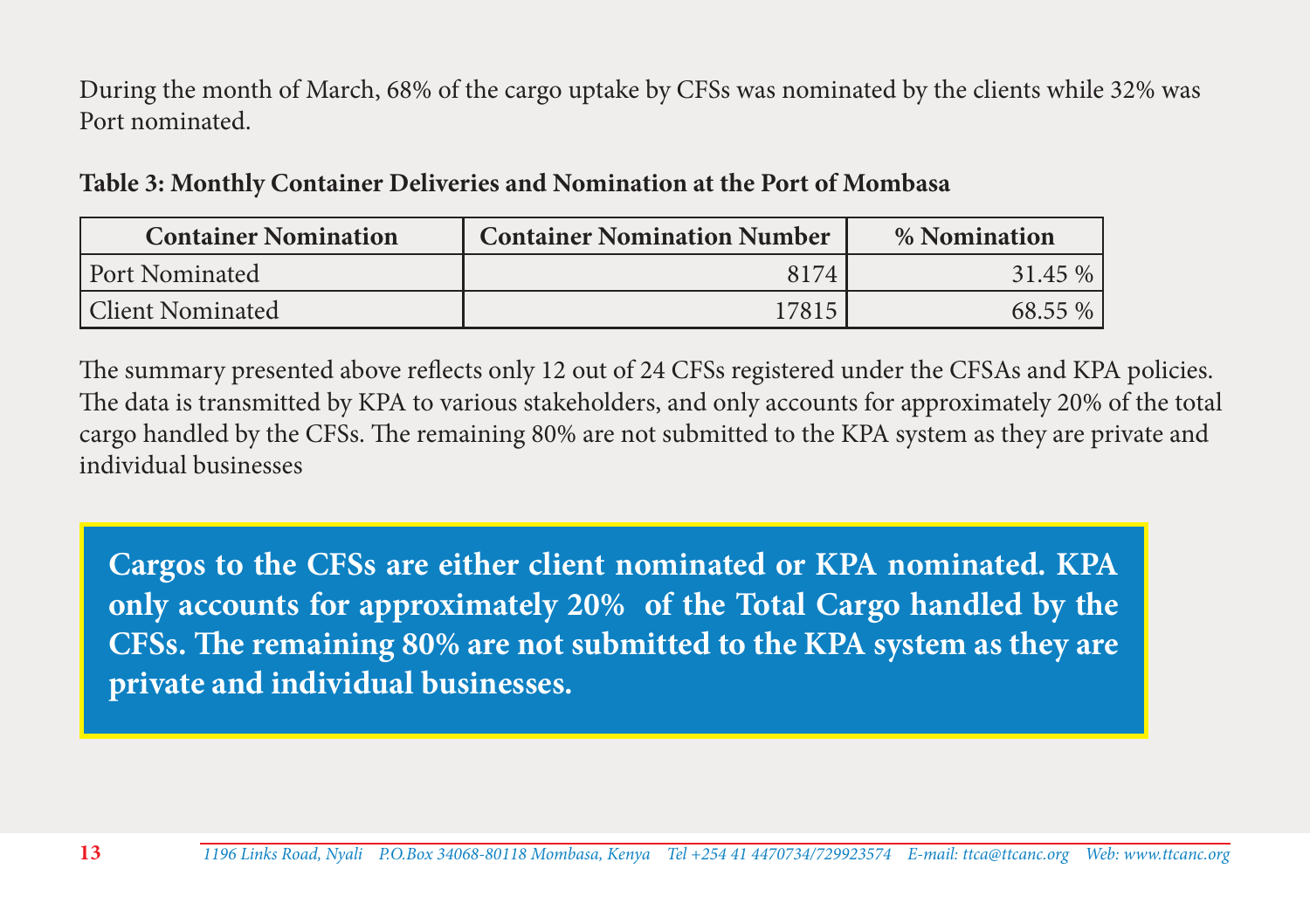During the month of March, 68% of the cargo uptake by CFSs was nominated by the clients while 32% was Port nominated.

**Table 3: Monthly Container Deliveries and Nomination at the Port of Mombasa**

| Container Nomination | Container Nomination Number | % Nomination |
|---|---|---|
| Port Nominated | 8174 | 31.45 % |
| Client Nominated | 17815 | 68.55 % |

The summary presented above reflects only 12 out of 24 CFSs registered under the CFSAs and KPA policies. The data is transmitted by KPA to various stakeholders, and only accounts for approximately 20% of the total cargo handled by the CFSs. The remaining 80% are not submitted to the KPA system as they are private and individual businesses

**Cargos to the CFSs are either client nominated or KPA nominated. KPA only accounts for approximately 20% of the Total Cargo handled by the CFSs. The remaining 80% are not submitted to the KPA system as they are private and individual businesses.**